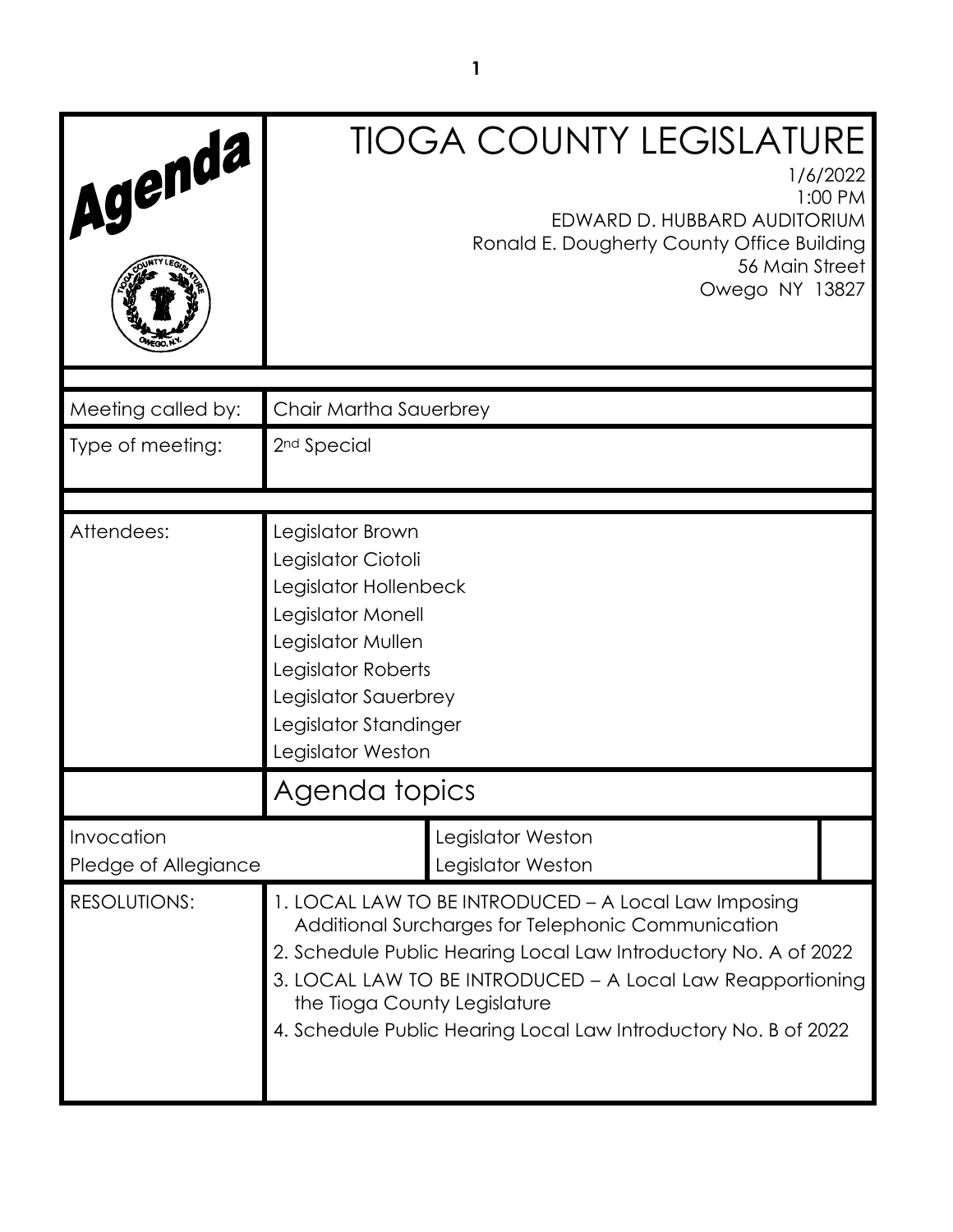# Agenda

# TIOGA COUNTY LEGISLATURE

1/6/2022
1:00 PM
EDWARD D. HUBBARD AUDITORIUM
Ronald E. Dougherty County Office Building
56 Main Street
Owego NY 13827

| | |
|---|---|
| Meeting called by: | Chair Martha Sauerbrey |
| Type of meeting: | 2nd Special |
| Attendees: | Legislator Brown<br>Legislator Ciotoli<br>Legislator Hollenbeck<br>Legislator Monell<br>Legislator Mullen<br>Legislator Roberts<br>Legislator Sauerbrey<br>Legislator Standinger<br>Legislator Weston |

## Agenda topics

| | |
|---|---|
| Invocation | Legislator Weston |
| Pledge of Allegiance | Legislator Weston |

RESOLUTIONS:

1. LOCAL LAW TO BE INTRODUCED – A Local Law Imposing Additional Surcharges for Telephonic Communication
2. Schedule Public Hearing Local Law Introductory No. A of 2022
3. LOCAL LAW TO BE INTRODUCED – A Local Law Reapportioning the Tioga County Legislature
4. Schedule Public Hearing Local Law Introductory No. B of 2022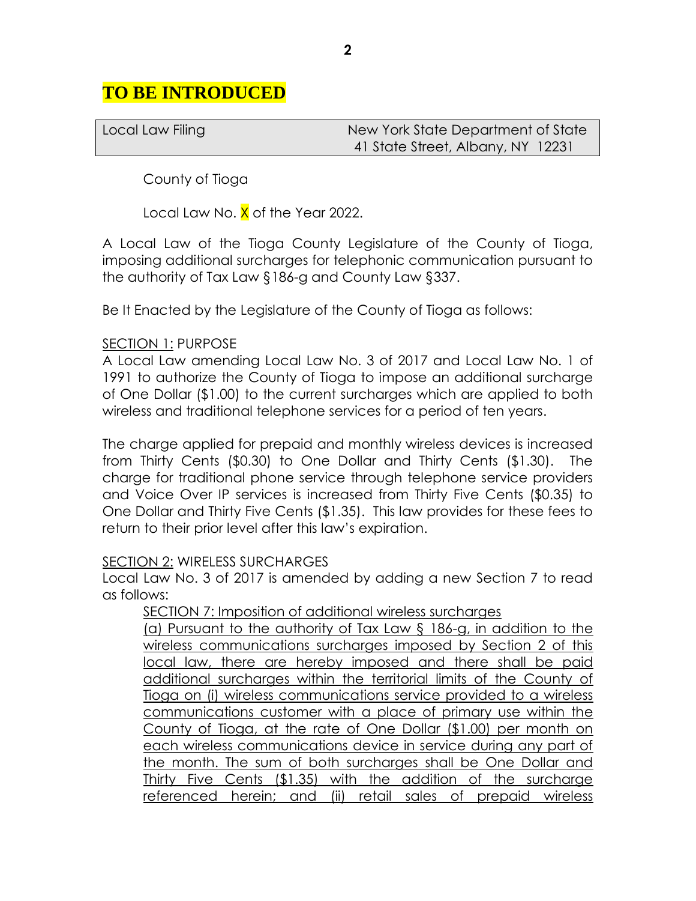# TO BE INTRODUCED

| Local Law Filing | New York State Department of State 41 State Street, Albany, NY 12231 |
|---|---|

County of Tioga

Local Law No. X of the Year 2022.

A Local Law of the Tioga County Legislature of the County of Tioga, imposing additional surcharges for telephonic communication pursuant to the authority of Tax Law §186-g and County Law §337.

Be It Enacted by the Legislature of the County of Tioga as follows:

SECTION 1: PURPOSE

A Local Law amending Local Law No. 3 of 2017 and Local Law No. 1 of 1991 to authorize the County of Tioga to impose an additional surcharge of One Dollar ($1.00) to the current surcharges which are applied to both wireless and traditional telephone services for a period of ten years.

The charge applied for prepaid and monthly wireless devices is increased from Thirty Cents ($0.30) to One Dollar and Thirty Cents ($1.30). The charge for traditional phone service through telephone service providers and Voice Over IP services is increased from Thirty Five Cents ($0.35) to One Dollar and Thirty Five Cents ($1.35). This law provides for these fees to return to their prior level after this law's expiration.

SECTION 2: WIRELESS SURCHARGES

Local Law No. 3 of 2017 is amended by adding a new Section 7 to read as follows:

SECTION 7: Imposition of additional wireless surcharges

(a) Pursuant to the authority of Tax Law § 186-g, in addition to the wireless communications surcharges imposed by Section 2 of this local law, there are hereby imposed and there shall be paid additional surcharges within the territorial limits of the County of Tioga on (i) wireless communications service provided to a wireless communications customer with a place of primary use within the County of Tioga, at the rate of One Dollar ($1.00) per month on each wireless communications device in service during any part of the month. The sum of both surcharges shall be One Dollar and Thirty Five Cents ($1.35) with the addition of the surcharge referenced herein; and (ii) retail sales of prepaid wireless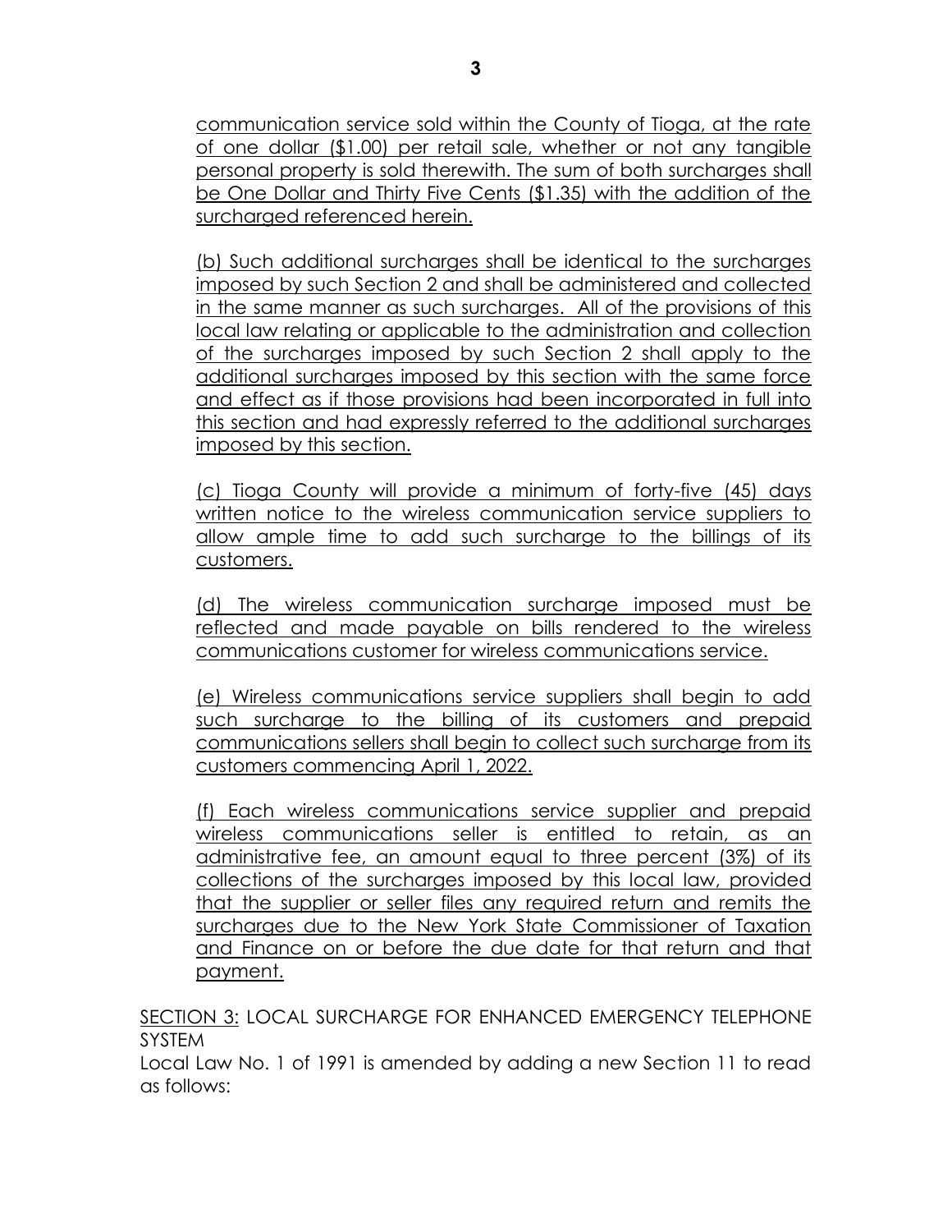communication service sold within the County of Tioga, at the rate of one dollar ($1.00) per retail sale, whether or not any tangible personal property is sold therewith. The sum of both surcharges shall be One Dollar and Thirty Five Cents ($1.35) with the addition of the surcharged referenced herein.

(b) Such additional surcharges shall be identical to the surcharges imposed by such Section 2 and shall be administered and collected in the same manner as such surcharges. All of the provisions of this local law relating or applicable to the administration and collection of the surcharges imposed by such Section 2 shall apply to the additional surcharges imposed by this section with the same force and effect as if those provisions had been incorporated in full into this section and had expressly referred to the additional surcharges imposed by this section.

(c) Tioga County will provide a minimum of forty-five (45) days written notice to the wireless communication service suppliers to allow ample time to add such surcharge to the billings of its customers.

(d) The wireless communication surcharge imposed must be reflected and made payable on bills rendered to the wireless communications customer for wireless communications service.

(e) Wireless communications service suppliers shall begin to add such surcharge to the billing of its customers and prepaid communications sellers shall begin to collect such surcharge from its customers commencing April 1, 2022.

(f) Each wireless communications service supplier and prepaid wireless communications seller is entitled to retain, as an administrative fee, an amount equal to three percent (3%) of its collections of the surcharges imposed by this local law, provided that the supplier or seller files any required return and remits the surcharges due to the New York State Commissioner of Taxation and Finance on or before the due date for that return and that payment.

SECTION 3: LOCAL SURCHARGE FOR ENHANCED EMERGENCY TELEPHONE SYSTEM

Local Law No. 1 of 1991 is amended by adding a new Section 11 to read as follows: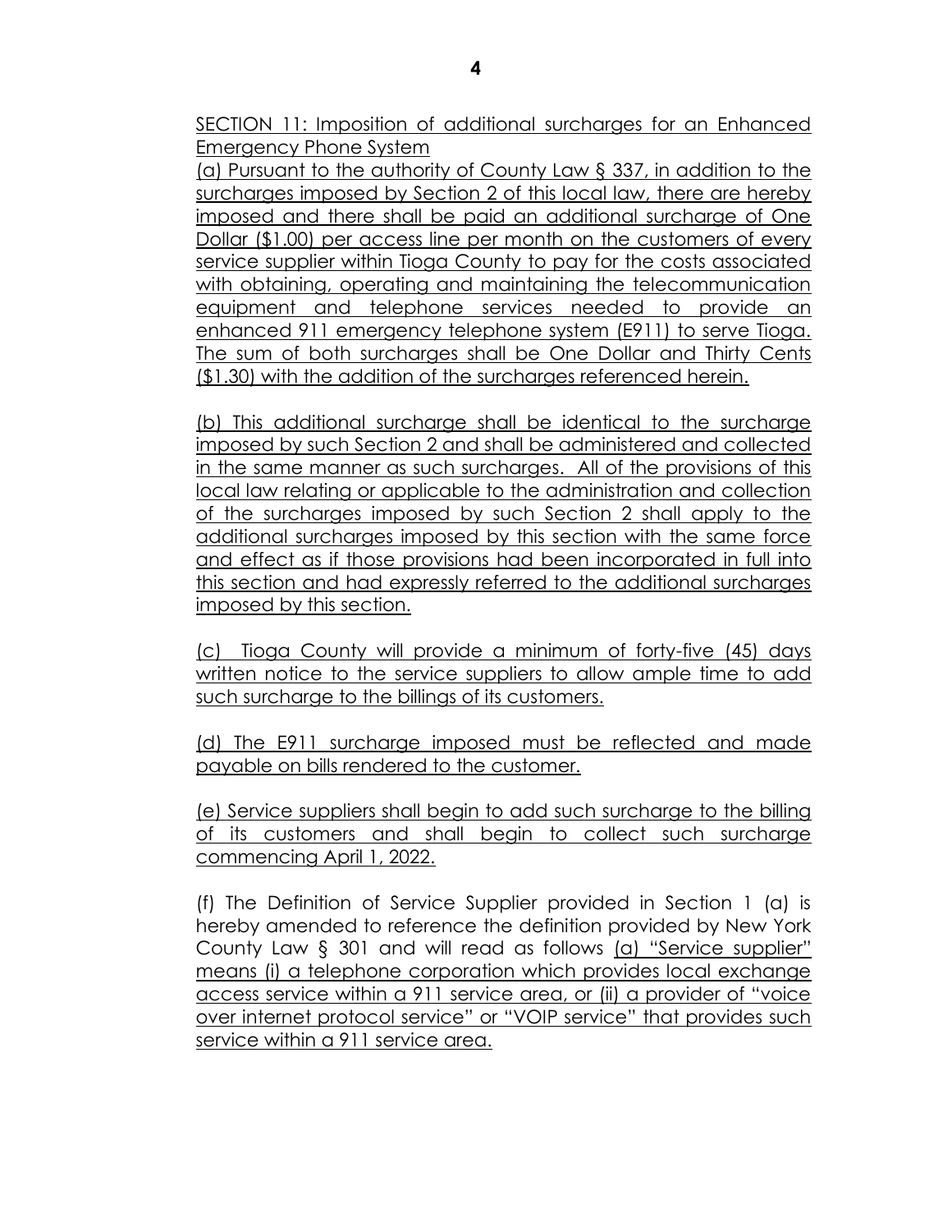SECTION 11: Imposition of additional surcharges for an Enhanced Emergency Phone System

(a) Pursuant to the authority of County Law § 337, in addition to the surcharges imposed by Section 2 of this local law, there are hereby imposed and there shall be paid an additional surcharge of One Dollar ($1.00) per access line per month on the customers of every service supplier within Tioga County to pay for the costs associated with obtaining, operating and maintaining the telecommunication equipment and telephone services needed to provide an enhanced 911 emergency telephone system (E911) to serve Tioga. The sum of both surcharges shall be One Dollar and Thirty Cents ($1.30) with the addition of the surcharges referenced herein.

(b) This additional surcharge shall be identical to the surcharge imposed by such Section 2 and shall be administered and collected in the same manner as such surcharges. All of the provisions of this local law relating or applicable to the administration and collection of the surcharges imposed by such Section 2 shall apply to the additional surcharges imposed by this section with the same force and effect as if those provisions had been incorporated in full into this section and had expressly referred to the additional surcharges imposed by this section.

(c) Tioga County will provide a minimum of forty-five (45) days written notice to the service suppliers to allow ample time to add such surcharge to the billings of its customers.

(d) The E911 surcharge imposed must be reflected and made payable on bills rendered to the customer.

(e) Service suppliers shall begin to add such surcharge to the billing of its customers and shall begin to collect such surcharge commencing April 1, 2022.

(f) The Definition of Service Supplier provided in Section 1 (a) is hereby amended to reference the definition provided by New York County Law § 301 and will read as follows (a) "Service supplier" means (i) a telephone corporation which provides local exchange access service within a 911 service area, or (ii) a provider of "voice over internet protocol service" or "VOIP service" that provides such service within a 911 service area.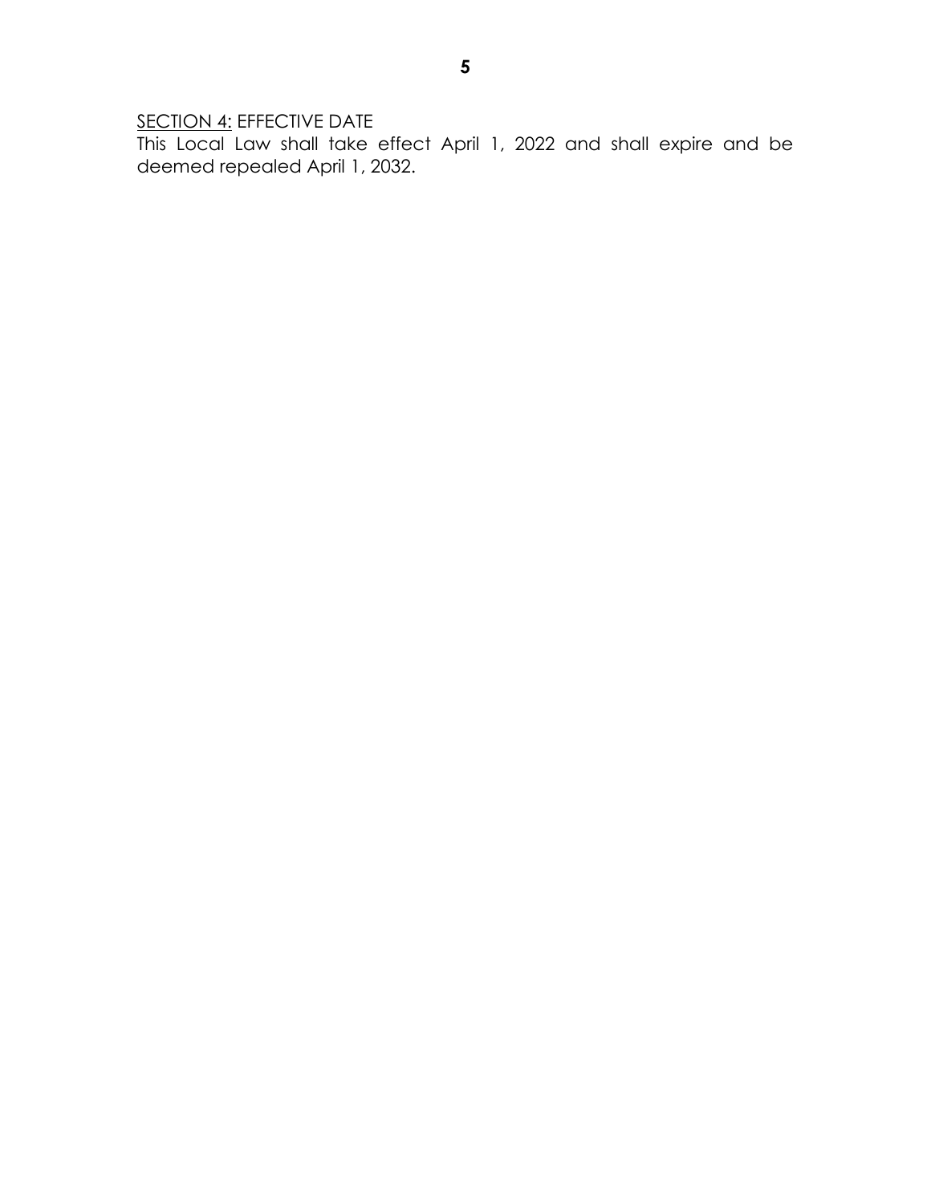<u>SECTION 4:</u> EFFECTIVE DATE

This Local Law shall take effect April 1, 2022 and shall expire and be deemed repealed April 1, 2032.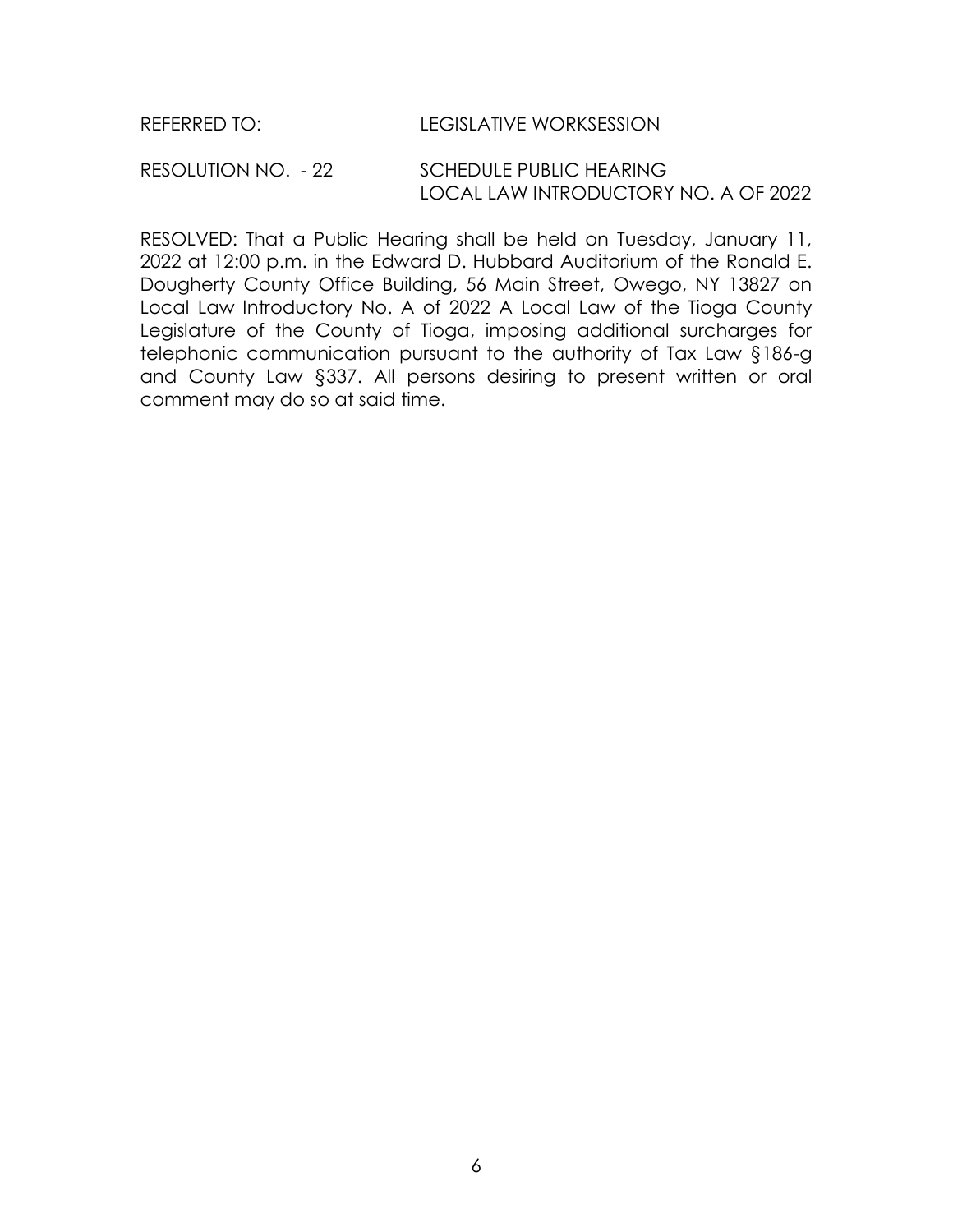REFERRED TO: LEGISLATIVE WORKSESSION

RESOLUTION NO. - 22 SCHEDULE PUBLIC HEARING
LOCAL LAW INTRODUCTORY NO. A OF 2022

RESOLVED: That a Public Hearing shall be held on Tuesday, January 11, 2022 at 12:00 p.m. in the Edward D. Hubbard Auditorium of the Ronald E. Dougherty County Office Building, 56 Main Street, Owego, NY 13827 on Local Law Introductory No. A of 2022 A Local Law of the Tioga County Legislature of the County of Tioga, imposing additional surcharges for telephonic communication pursuant to the authority of Tax Law §186-g and County Law §337. All persons desiring to present written or oral comment may do so at said time.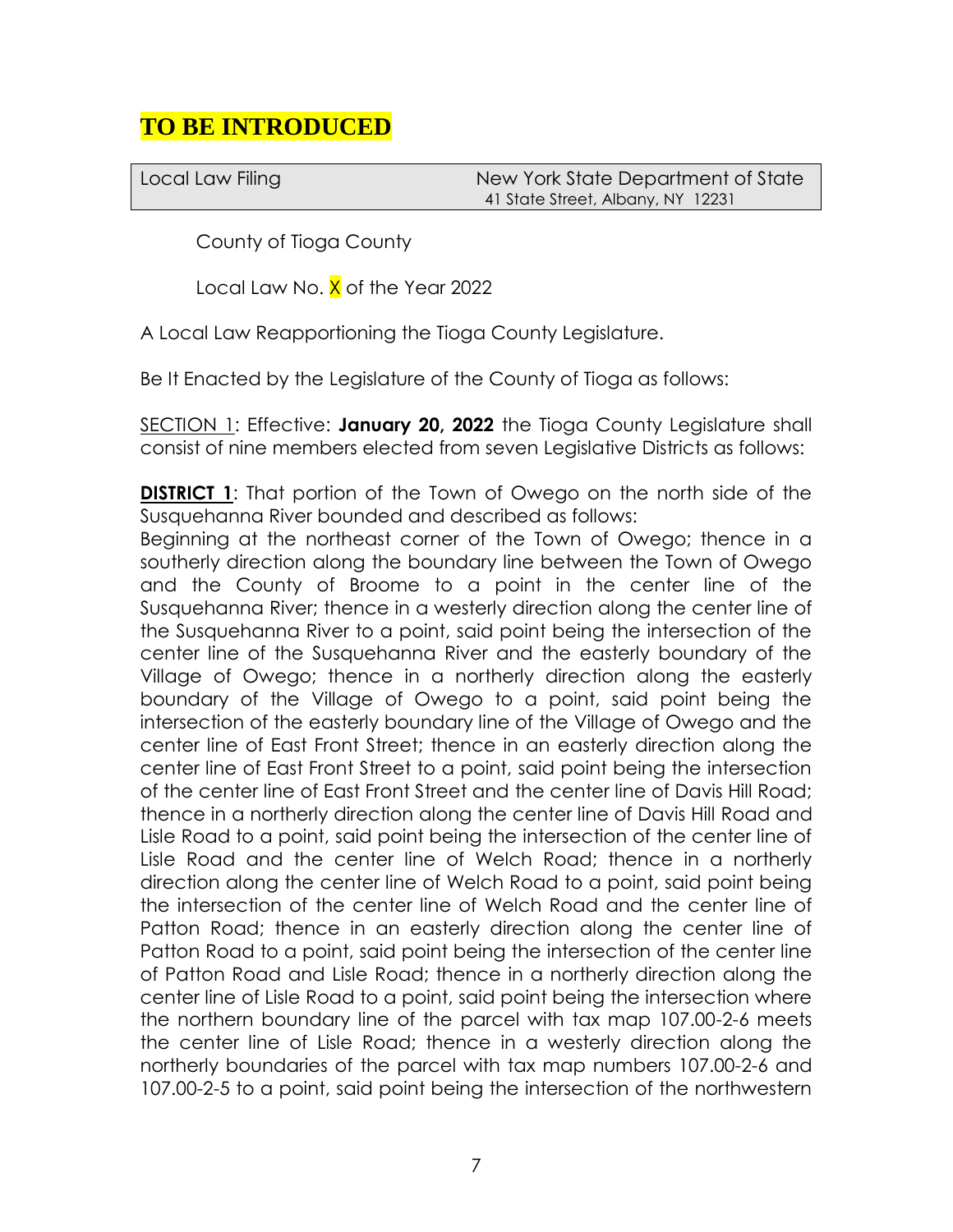# TO BE INTRODUCED

| Local Law Filing | New York State Department of State<br>41 State Street, Albany, NY 12231 |
|---|---|

County of Tioga County

Local Law No. X of the Year 2022

A Local Law Reapportioning the Tioga County Legislature.

Be It Enacted by the Legislature of the County of Tioga as follows:

SECTION 1: Effective: **January 20, 2022** the Tioga County Legislature shall consist of nine members elected from seven Legislative Districts as follows:

**DISTRICT 1**: That portion of the Town of Owego on the north side of the Susquehanna River bounded and described as follows:
Beginning at the northeast corner of the Town of Owego; thence in a southerly direction along the boundary line between the Town of Owego and the County of Broome to a point in the center line of the Susquehanna River; thence in a westerly direction along the center line of the Susquehanna River to a point, said point being the intersection of the center line of the Susquehanna River and the easterly boundary of the Village of Owego; thence in a northerly direction along the easterly boundary of the Village of Owego to a point, said point being the intersection of the easterly boundary line of the Village of Owego and the center line of East Front Street; thence in an easterly direction along the center line of East Front Street to a point, said point being the intersection of the center line of East Front Street and the center line of Davis Hill Road; thence in a northerly direction along the center line of Davis Hill Road and Lisle Road to a point, said point being the intersection of the center line of Lisle Road and the center line of Welch Road; thence in a northerly direction along the center line of Welch Road to a point, said point being the intersection of the center line of Welch Road and the center line of Patton Road; thence in an easterly direction along the center line of Patton Road to a point, said point being the intersection of the center line of Patton Road and Lisle Road; thence in a northerly direction along the center line of Lisle Road to a point, said point being the intersection where the northern boundary line of the parcel with tax map 107.00-2-6 meets the center line of Lisle Road; thence in a westerly direction along the northerly boundaries of the parcel with tax map numbers 107.00-2-6 and 107.00-2-5 to a point, said point being the intersection of the northwestern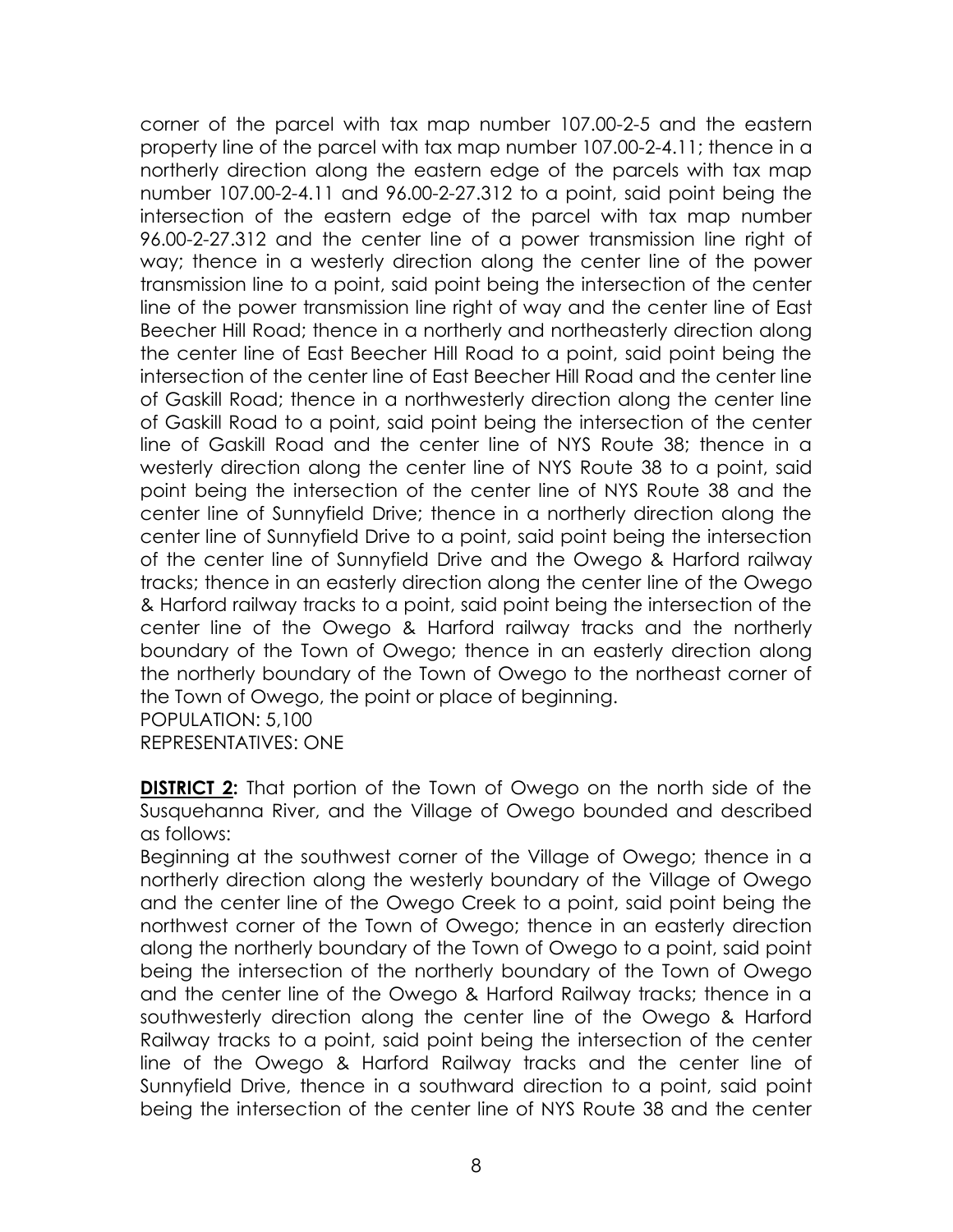corner of the parcel with tax map number 107.00-2-5 and the eastern property line of the parcel with tax map number 107.00-2-4.11; thence in a northerly direction along the eastern edge of the parcels with tax map number 107.00-2-4.11 and 96.00-2-27.312 to a point, said point being the intersection of the eastern edge of the parcel with tax map number 96.00-2-27.312 and the center line of a power transmission line right of way; thence in a westerly direction along the center line of the power transmission line to a point, said point being the intersection of the center line of the power transmission line right of way and the center line of East Beecher Hill Road; thence in a northerly and northeasterly direction along the center line of East Beecher Hill Road to a point, said point being the intersection of the center line of East Beecher Hill Road and the center line of Gaskill Road; thence in a northwesterly direction along the center line of Gaskill Road to a point, said point being the intersection of the center line of Gaskill Road and the center line of NYS Route 38; thence in a westerly direction along the center line of NYS Route 38 to a point, said point being the intersection of the center line of NYS Route 38 and the center line of Sunnyfield Drive; thence in a northerly direction along the center line of Sunnyfield Drive to a point, said point being the intersection of the center line of Sunnyfield Drive and the Owego & Harford railway tracks; thence in an easterly direction along the center line of the Owego & Harford railway tracks to a point, said point being the intersection of the center line of the Owego & Harford railway tracks and the northerly boundary of the Town of Owego; thence in an easterly direction along the northerly boundary of the Town of Owego to the northeast corner of the Town of Owego, the point or place of beginning.
POPULATION: 5,100
REPRESENTATIVES: ONE

**DISTRICT 2:** That portion of the Town of Owego on the north side of the Susquehanna River, and the Village of Owego bounded and described as follows:
Beginning at the southwest corner of the Village of Owego; thence in a northerly direction along the westerly boundary of the Village of Owego and the center line of the Owego Creek to a point, said point being the northwest corner of the Town of Owego; thence in an easterly direction along the northerly boundary of the Town of Owego to a point, said point being the intersection of the northerly boundary of the Town of Owego and the center line of the Owego & Harford Railway tracks; thence in a southwesterly direction along the center line of the Owego & Harford Railway tracks to a point, said point being the intersection of the center line of the Owego & Harford Railway tracks and the center line of Sunnyfield Drive, thence in a southward direction to a point, said point being the intersection of the center line of NYS Route 38 and the center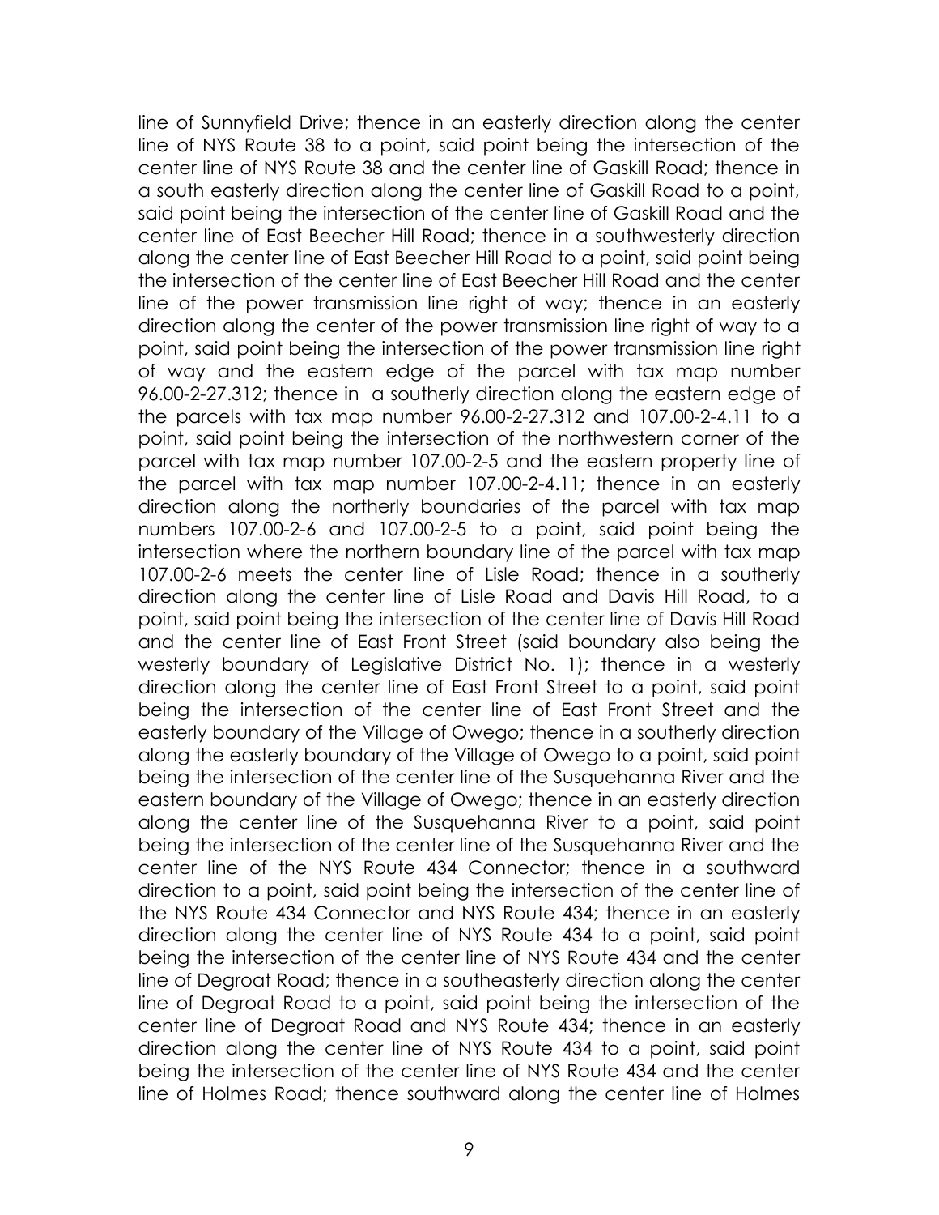line of Sunnyfield Drive; thence in an easterly direction along the center line of NYS Route 38 to a point, said point being the intersection of the center line of NYS Route 38 and the center line of Gaskill Road; thence in a south easterly direction along the center line of Gaskill Road to a point, said point being the intersection of the center line of Gaskill Road and the center line of East Beecher Hill Road; thence in a southwesterly direction along the center line of East Beecher Hill Road to a point, said point being the intersection of the center line of East Beecher Hill Road and the center line of the power transmission line right of way; thence in an easterly direction along the center of the power transmission line right of way to a point, said point being the intersection of the power transmission line right of way and the eastern edge of the parcel with tax map number 96.00-2-27.312; thence in a southerly direction along the eastern edge of the parcels with tax map number 96.00-2-27.312 and 107.00-2-4.11 to a point, said point being the intersection of the northwestern corner of the parcel with tax map number 107.00-2-5 and the eastern property line of the parcel with tax map number 107.00-2-4.11; thence in an easterly direction along the northerly boundaries of the parcel with tax map numbers 107.00-2-6 and 107.00-2-5 to a point, said point being the intersection where the northern boundary line of the parcel with tax map 107.00-2-6 meets the center line of Lisle Road; thence in a southerly direction along the center line of Lisle Road and Davis Hill Road, to a point, said point being the intersection of the center line of Davis Hill Road and the center line of East Front Street (said boundary also being the westerly boundary of Legislative District No. 1); thence in a westerly direction along the center line of East Front Street to a point, said point being the intersection of the center line of East Front Street and the easterly boundary of the Village of Owego; thence in a southerly direction along the easterly boundary of the Village of Owego to a point, said point being the intersection of the center line of the Susquehanna River and the eastern boundary of the Village of Owego; thence in an easterly direction along the center line of the Susquehanna River to a point, said point being the intersection of the center line of the Susquehanna River and the center line of the NYS Route 434 Connector; thence in a southward direction to a point, said point being the intersection of the center line of the NYS Route 434 Connector and NYS Route 434; thence in an easterly direction along the center line of NYS Route 434 to a point, said point being the intersection of the center line of NYS Route 434 and the center line of Degroat Road; thence in a southeasterly direction along the center line of Degroat Road to a point, said point being the intersection of the center line of Degroat Road and NYS Route 434; thence in an easterly direction along the center line of NYS Route 434 to a point, said point being the intersection of the center line of NYS Route 434 and the center line of Holmes Road; thence southward along the center line of Holmes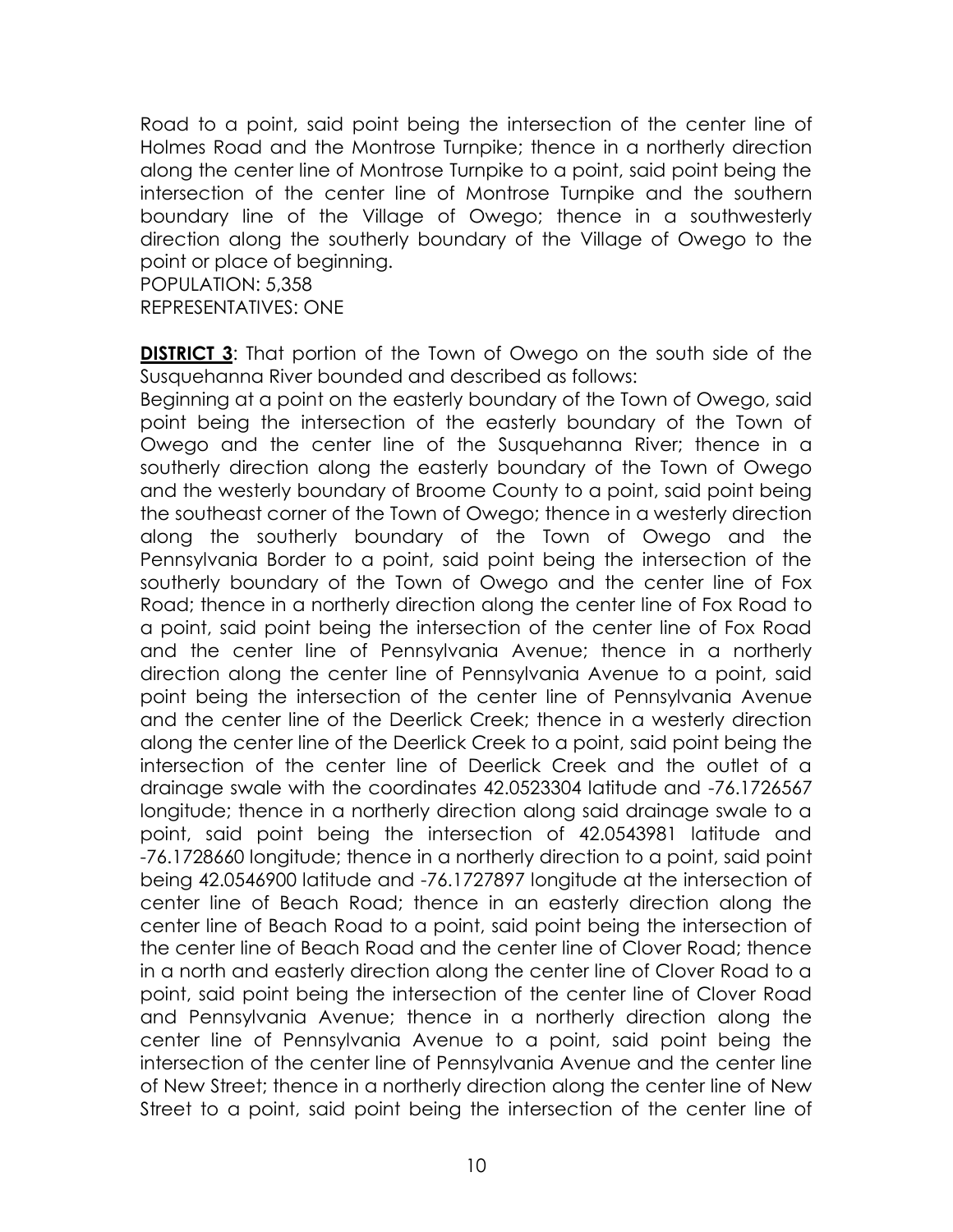Road to a point, said point being the intersection of the center line of Holmes Road and the Montrose Turnpike; thence in a northerly direction along the center line of Montrose Turnpike to a point, said point being the intersection of the center line of Montrose Turnpike and the southern boundary line of the Village of Owego; thence in a southwesterly direction along the southerly boundary of the Village of Owego to the point or place of beginning.
POPULATION: 5,358
REPRESENTATIVES: ONE

**DISTRICT 3**: That portion of the Town of Owego on the south side of the Susquehanna River bounded and described as follows:
Beginning at a point on the easterly boundary of the Town of Owego, said point being the intersection of the easterly boundary of the Town of Owego and the center line of the Susquehanna River; thence in a southerly direction along the easterly boundary of the Town of Owego and the westerly boundary of Broome County to a point, said point being the southeast corner of the Town of Owego; thence in a westerly direction along the southerly boundary of the Town of Owego and the Pennsylvania Border to a point, said point being the intersection of the southerly boundary of the Town of Owego and the center line of Fox Road; thence in a northerly direction along the center line of Fox Road to a point, said point being the intersection of the center line of Fox Road and the center line of Pennsylvania Avenue; thence in a northerly direction along the center line of Pennsylvania Avenue to a point, said point being the intersection of the center line of Pennsylvania Avenue and the center line of the Deerlick Creek; thence in a westerly direction along the center line of the Deerlick Creek to a point, said point being the intersection of the center line of Deerlick Creek and the outlet of a drainage swale with the coordinates 42.0523304 latitude and -76.1726567 longitude; thence in a northerly direction along said drainage swale to a point, said point being the intersection of 42.0543981 latitude and -76.1728660 longitude; thence in a northerly direction to a point, said point being 42.0546900 latitude and -76.1727897 longitude at the intersection of center line of Beach Road; thence in an easterly direction along the center line of Beach Road to a point, said point being the intersection of the center line of Beach Road and the center line of Clover Road; thence in a north and easterly direction along the center line of Clover Road to a point, said point being the intersection of the center line of Clover Road and Pennsylvania Avenue; thence in a northerly direction along the center line of Pennsylvania Avenue to a point, said point being the intersection of the center line of Pennsylvania Avenue and the center line of New Street; thence in a northerly direction along the center line of New Street to a point, said point being the intersection of the center line of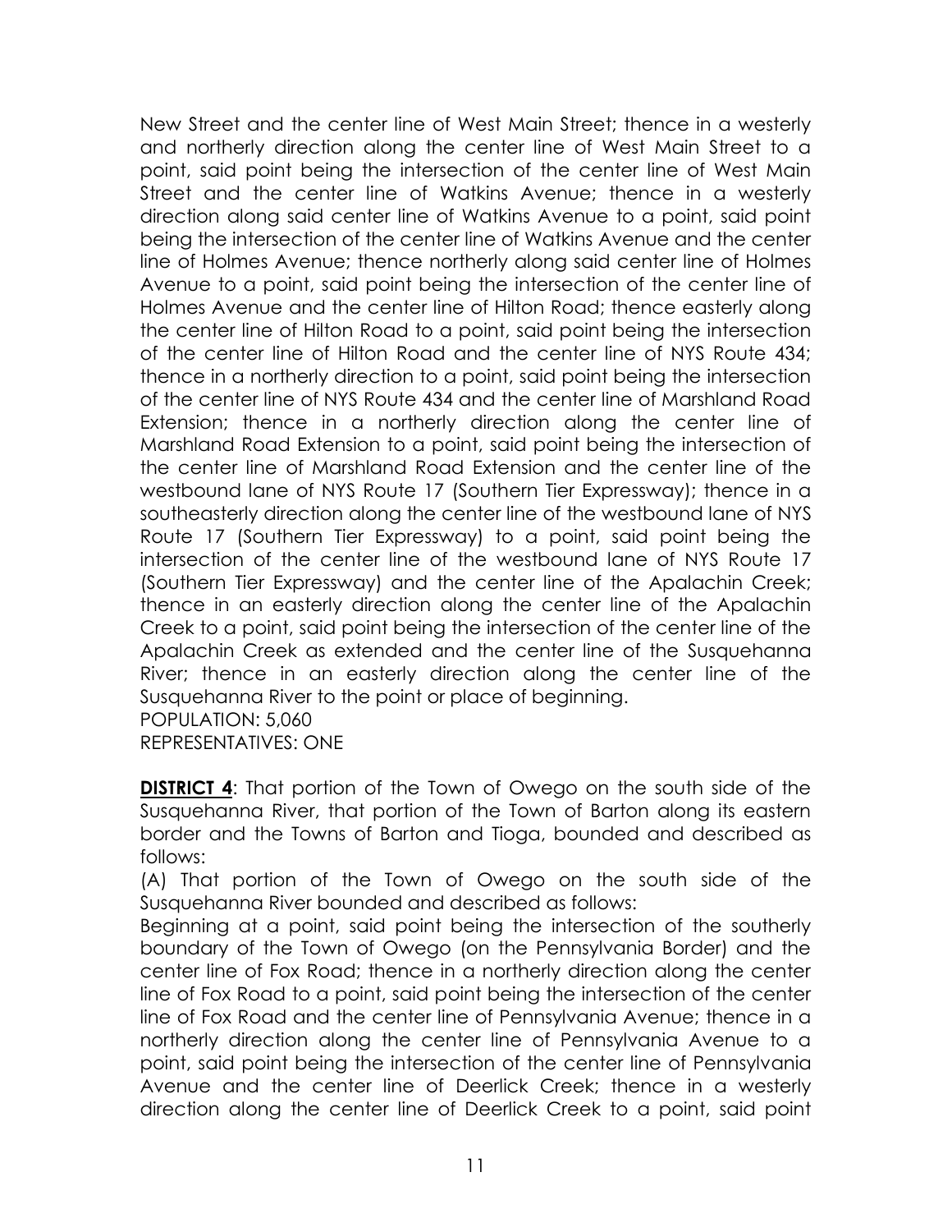New Street and the center line of West Main Street; thence in a westerly and northerly direction along the center line of West Main Street to a point, said point being the intersection of the center line of West Main Street and the center line of Watkins Avenue; thence in a westerly direction along said center line of Watkins Avenue to a point, said point being the intersection of the center line of Watkins Avenue and the center line of Holmes Avenue; thence northerly along said center line of Holmes Avenue to a point, said point being the intersection of the center line of Holmes Avenue and the center line of Hilton Road; thence easterly along the center line of Hilton Road to a point, said point being the intersection of the center line of Hilton Road and the center line of NYS Route 434; thence in a northerly direction to a point, said point being the intersection of the center line of NYS Route 434 and the center line of Marshland Road Extension; thence in a northerly direction along the center line of Marshland Road Extension to a point, said point being the intersection of the center line of Marshland Road Extension and the center line of the westbound lane of NYS Route 17 (Southern Tier Expressway); thence in a southeasterly direction along the center line of the westbound lane of NYS Route 17 (Southern Tier Expressway) to a point, said point being the intersection of the center line of the westbound lane of NYS Route 17 (Southern Tier Expressway) and the center line of the Apalachin Creek; thence in an easterly direction along the center line of the Apalachin Creek to a point, said point being the intersection of the center line of the Apalachin Creek as extended and the center line of the Susquehanna River; thence in an easterly direction along the center line of the Susquehanna River to the point or place of beginning.
POPULATION: 5,060
REPRESENTATIVES: ONE

**DISTRICT 4**: That portion of the Town of Owego on the south side of the Susquehanna River, that portion of the Town of Barton along its eastern border and the Towns of Barton and Tioga, bounded and described as follows:
(A) That portion of the Town of Owego on the south side of the Susquehanna River bounded and described as follows:
Beginning at a point, said point being the intersection of the southerly boundary of the Town of Owego (on the Pennsylvania Border) and the center line of Fox Road; thence in a northerly direction along the center line of Fox Road to a point, said point being the intersection of the center line of Fox Road and the center line of Pennsylvania Avenue; thence in a northerly direction along the center line of Pennsylvania Avenue to a point, said point being the intersection of the center line of Pennsylvania Avenue and the center line of Deerlick Creek; thence in a westerly direction along the center line of Deerlick Creek to a point, said point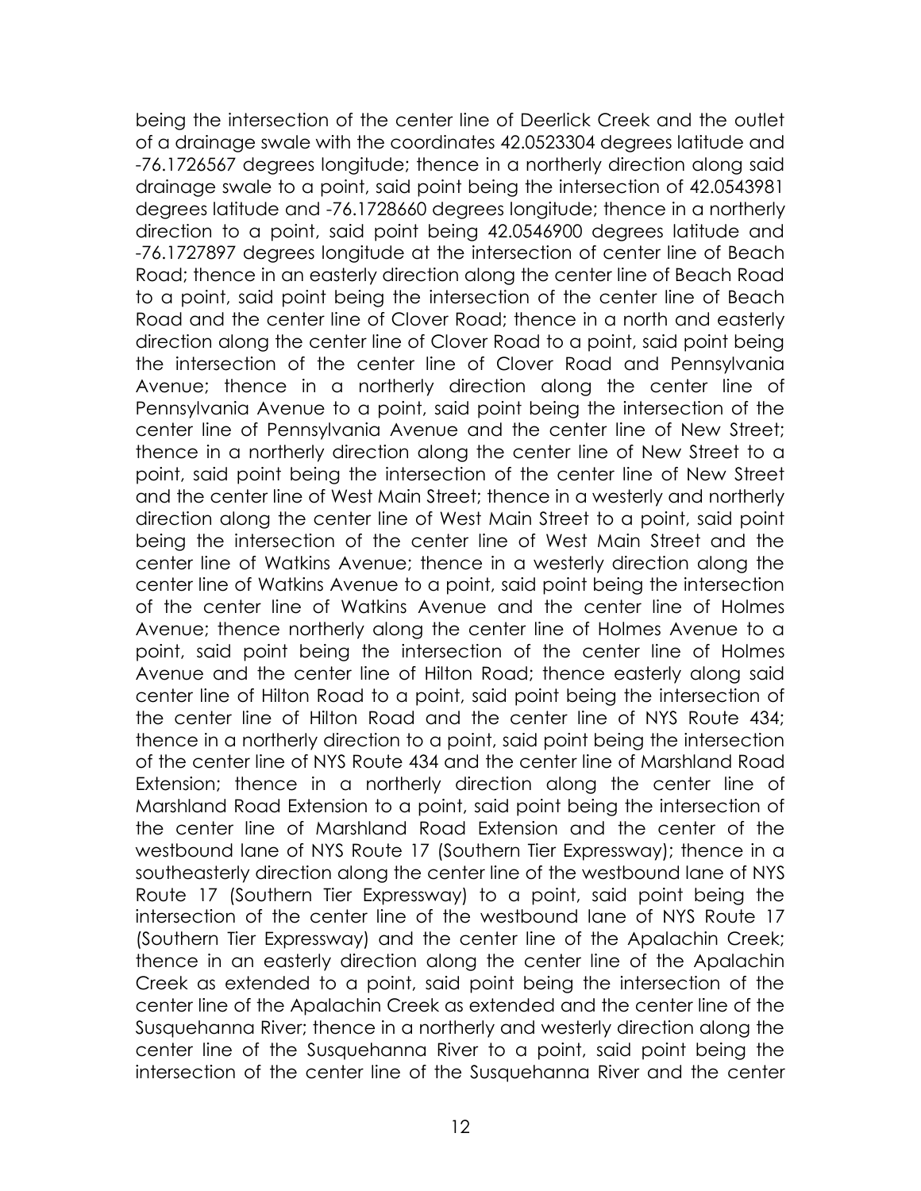being the intersection of the center line of Deerlick Creek and the outlet of a drainage swale with the coordinates 42.0523304 degrees latitude and -76.1726567 degrees longitude; thence in a northerly direction along said drainage swale to a point, said point being the intersection of 42.0543981 degrees latitude and -76.1728660 degrees longitude; thence in a northerly direction to a point, said point being 42.0546900 degrees latitude and -76.1727897 degrees longitude at the intersection of center line of Beach Road; thence in an easterly direction along the center line of Beach Road to a point, said point being the intersection of the center line of Beach Road and the center line of Clover Road; thence in a north and easterly direction along the center line of Clover Road to a point, said point being the intersection of the center line of Clover Road and Pennsylvania Avenue; thence in a northerly direction along the center line of Pennsylvania Avenue to a point, said point being the intersection of the center line of Pennsylvania Avenue and the center line of New Street; thence in a northerly direction along the center line of New Street to a point, said point being the intersection of the center line of New Street and the center line of West Main Street; thence in a westerly and northerly direction along the center line of West Main Street to a point, said point being the intersection of the center line of West Main Street and the center line of Watkins Avenue; thence in a westerly direction along the center line of Watkins Avenue to a point, said point being the intersection of the center line of Watkins Avenue and the center line of Holmes Avenue; thence northerly along the center line of Holmes Avenue to a point, said point being the intersection of the center line of Holmes Avenue and the center line of Hilton Road; thence easterly along said center line of Hilton Road to a point, said point being the intersection of the center line of Hilton Road and the center line of NYS Route 434; thence in a northerly direction to a point, said point being the intersection of the center line of NYS Route 434 and the center line of Marshland Road Extension; thence in a northerly direction along the center line of Marshland Road Extension to a point, said point being the intersection of the center line of Marshland Road Extension and the center of the westbound lane of NYS Route 17 (Southern Tier Expressway); thence in a southeasterly direction along the center line of the westbound lane of NYS Route 17 (Southern Tier Expressway) to a point, said point being the intersection of the center line of the westbound lane of NYS Route 17 (Southern Tier Expressway) and the center line of the Apalachin Creek; thence in an easterly direction along the center line of the Apalachin Creek as extended to a point, said point being the intersection of the center line of the Apalachin Creek as extended and the center line of the Susquehanna River; thence in a northerly and westerly direction along the center line of the Susquehanna River to a point, said point being the intersection of the center line of the Susquehanna River and the center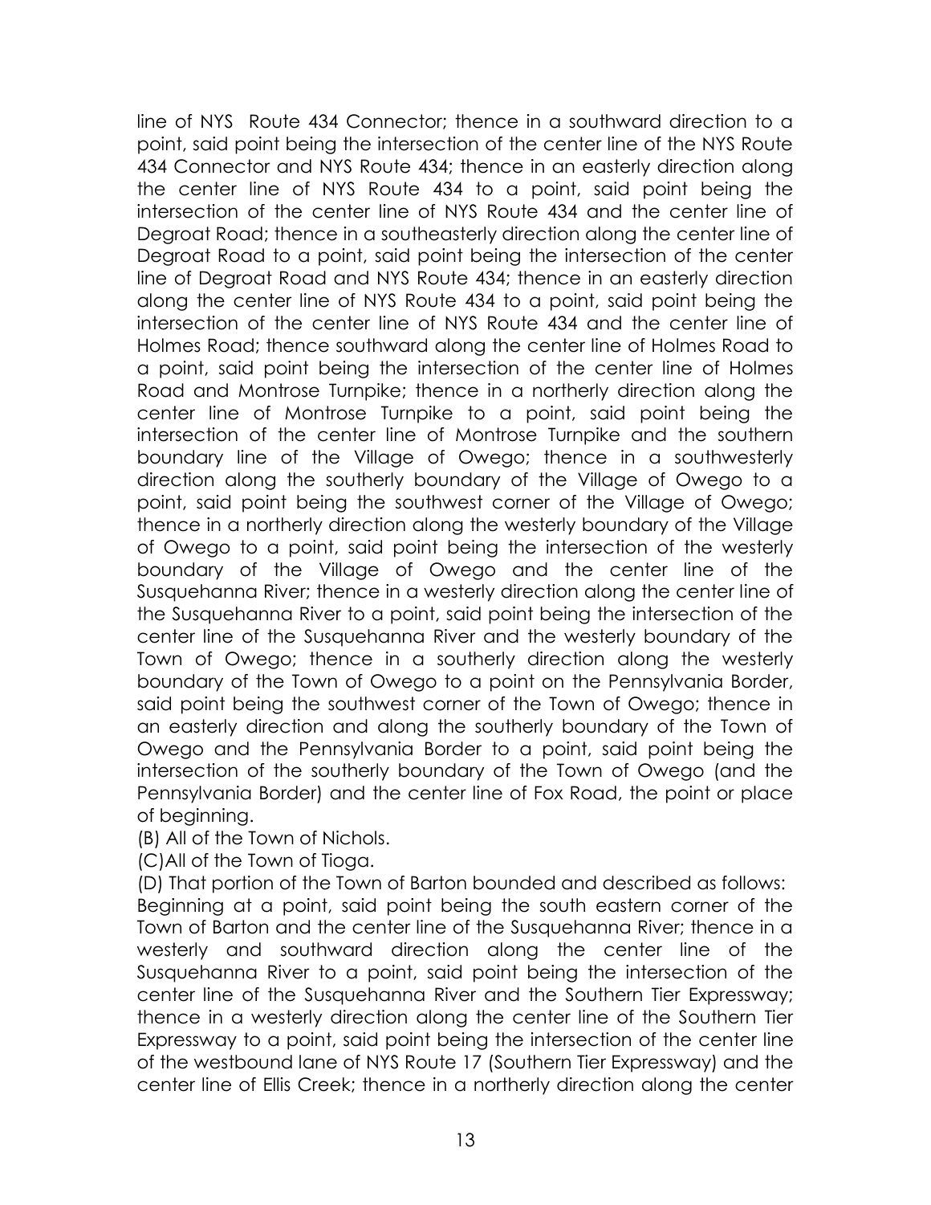line of NYS  Route 434 Connector; thence in a southward direction to a point, said point being the intersection of the center line of the NYS Route 434 Connector and NYS Route 434; thence in an easterly direction along the center line of NYS Route 434 to a point, said point being the intersection of the center line of NYS Route 434 and the center line of Degroat Road; thence in a southeasterly direction along the center line of Degroat Road to a point, said point being the intersection of the center line of Degroat Road and NYS Route 434; thence in an easterly direction along the center line of NYS Route 434 to a point, said point being the intersection of the center line of NYS Route 434 and the center line of Holmes Road; thence southward along the center line of Holmes Road to a point, said point being the intersection of the center line of Holmes Road and Montrose Turnpike; thence in a northerly direction along the center line of Montrose Turnpike to a point, said point being the intersection of the center line of Montrose Turnpike and the southern boundary line of the Village of Owego; thence in a southwesterly direction along the southerly boundary of the Village of Owego to a point, said point being the southwest corner of the Village of Owego; thence in a northerly direction along the westerly boundary of the Village of Owego to a point, said point being the intersection of the westerly boundary of the Village of Owego and the center line of the Susquehanna River; thence in a westerly direction along the center line of the Susquehanna River to a point, said point being the intersection of the center line of the Susquehanna River and the westerly boundary of the Town of Owego; thence in a southerly direction along the westerly boundary of the Town of Owego to a point on the Pennsylvania Border, said point being the southwest corner of the Town of Owego; thence in an easterly direction and along the southerly boundary of the Town of Owego and the Pennsylvania Border to a point, said point being the intersection of the southerly boundary of the Town of Owego (and the Pennsylvania Border) and the center line of Fox Road, the point or place of beginning.

(B) All of the Town of Nichols.

(C)All of the Town of Tioga.

(D) That portion of the Town of Barton bounded and described as follows: Beginning at a point, said point being the south eastern corner of the Town of Barton and the center line of the Susquehanna River; thence in a westerly and southward direction along the center line of the Susquehanna River to a point, said point being the intersection of the center line of the Susquehanna River and the Southern Tier Expressway; thence in a westerly direction along the center line of the Southern Tier Expressway to a point, said point being the intersection of the center line of the westbound lane of NYS Route 17 (Southern Tier Expressway) and the center line of Ellis Creek; thence in a northerly direction along the center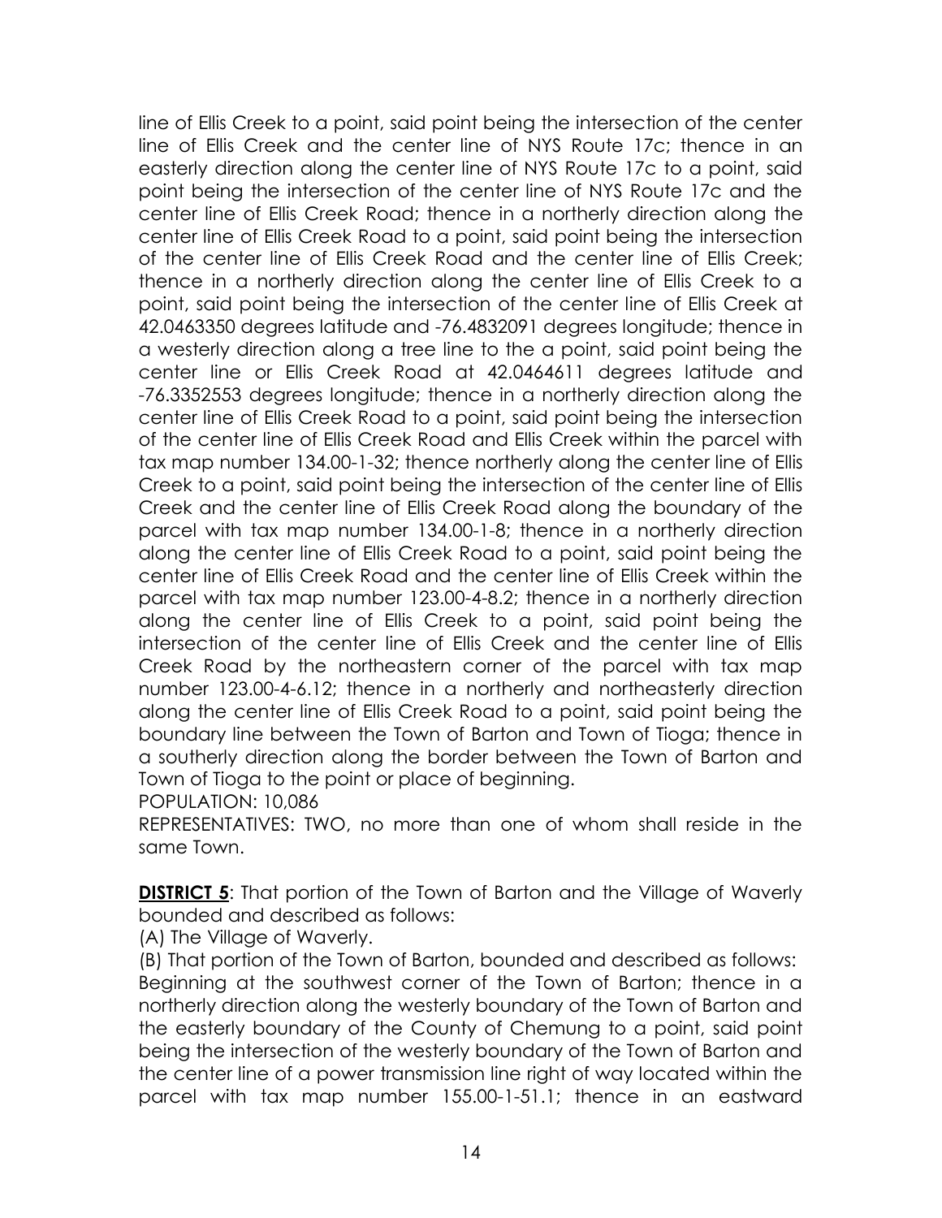line of Ellis Creek to a point, said point being the intersection of the center line of Ellis Creek and the center line of NYS Route 17c; thence in an easterly direction along the center line of NYS Route 17c to a point, said point being the intersection of the center line of NYS Route 17c and the center line of Ellis Creek Road; thence in a northerly direction along the center line of Ellis Creek Road to a point, said point being the intersection of the center line of Ellis Creek Road and the center line of Ellis Creek; thence in a northerly direction along the center line of Ellis Creek to a point, said point being the intersection of the center line of Ellis Creek at 42.0463350 degrees latitude and -76.4832091 degrees longitude; thence in a westerly direction along a tree line to the a point, said point being the center line or Ellis Creek Road at 42.0464611 degrees latitude and -76.3352553 degrees longitude; thence in a northerly direction along the center line of Ellis Creek Road to a point, said point being the intersection of the center line of Ellis Creek Road and Ellis Creek within the parcel with tax map number 134.00-1-32; thence northerly along the center line of Ellis Creek to a point, said point being the intersection of the center line of Ellis Creek and the center line of Ellis Creek Road along the boundary of the parcel with tax map number 134.00-1-8; thence in a northerly direction along the center line of Ellis Creek Road to a point, said point being the center line of Ellis Creek Road and the center line of Ellis Creek within the parcel with tax map number 123.00-4-8.2; thence in a northerly direction along the center line of Ellis Creek to a point, said point being the intersection of the center line of Ellis Creek and the center line of Ellis Creek Road by the northeastern corner of the parcel with tax map number 123.00-4-6.12; thence in a northerly and northeasterly direction along the center line of Ellis Creek Road to a point, said point being the boundary line between the Town of Barton and Town of Tioga; thence in a southerly direction along the border between the Town of Barton and Town of Tioga to the point or place of beginning.
POPULATION: 10,086
REPRESENTATIVES: TWO, no more than one of whom shall reside in the same Town.

**DISTRICT 5**: That portion of the Town of Barton and the Village of Waverly bounded and described as follows:
(A) The Village of Waverly.
(B) That portion of the Town of Barton, bounded and described as follows: Beginning at the southwest corner of the Town of Barton; thence in a northerly direction along the westerly boundary of the Town of Barton and the easterly boundary of the County of Chemung to a point, said point being the intersection of the westerly boundary of the Town of Barton and the center line of a power transmission line right of way located within the parcel with tax map number 155.00-1-51.1; thence in an eastward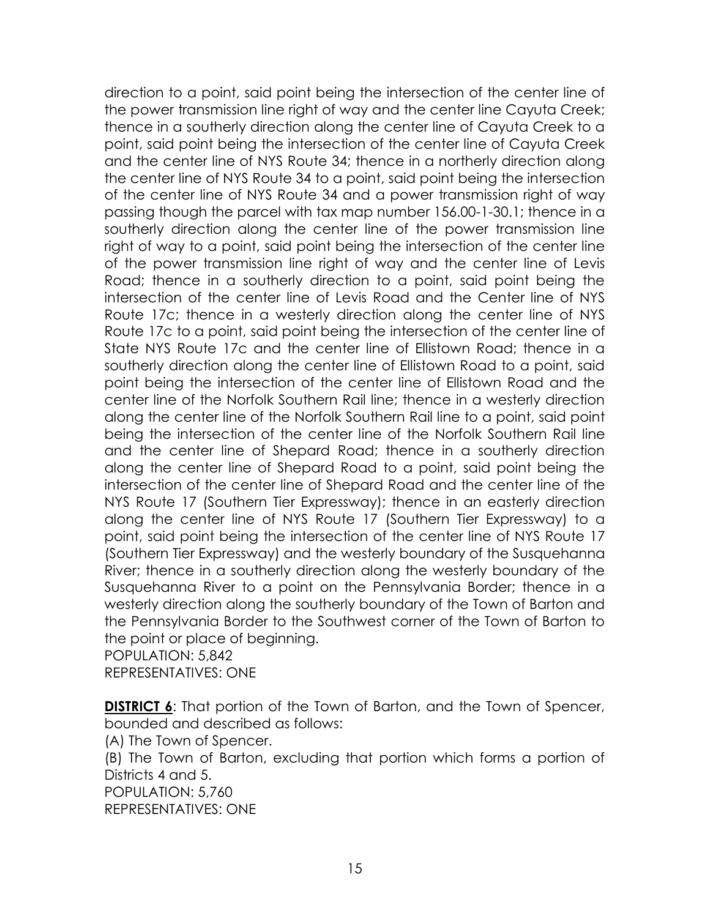direction to a point, said point being the intersection of the center line of the power transmission line right of way and the center line Cayuta Creek; thence in a southerly direction along the center line of Cayuta Creek to a point, said point being the intersection of the center line of Cayuta Creek and the center line of NYS Route 34; thence in a northerly direction along the center line of NYS Route 34 to a point, said point being the intersection of the center line of NYS Route 34 and a power transmission right of way passing though the parcel with tax map number 156.00-1-30.1; thence in a southerly direction along the center line of the power transmission line right of way to a point, said point being the intersection of the center line of the power transmission line right of way and the center line of Levis Road; thence in a southerly direction to a point, said point being the intersection of the center line of Levis Road and the Center line of NYS Route 17c; thence in a westerly direction along the center line of NYS Route 17c to a point, said point being the intersection of the center line of State NYS Route 17c and the center line of Ellistown Road; thence in a southerly direction along the center line of Ellistown Road to a point, said point being the intersection of the center line of Ellistown Road and the center line of the Norfolk Southern Rail line; thence in a westerly direction along the center line of the Norfolk Southern Rail line to a point, said point being the intersection of the center line of the Norfolk Southern Rail line and the center line of Shepard Road; thence in a southerly direction along the center line of Shepard Road to a point, said point being the intersection of the center line of Shepard Road and the center line of the NYS Route 17 (Southern Tier Expressway); thence in an easterly direction along the center line of NYS Route 17 (Southern Tier Expressway) to a point, said point being the intersection of the center line of NYS Route 17 (Southern Tier Expressway) and the westerly boundary of the Susquehanna River; thence in a southerly direction along the westerly boundary of the Susquehanna River to a point on the Pennsylvania Border; thence in a westerly direction along the southerly boundary of the Town of Barton and the Pennsylvania Border to the Southwest corner of the Town of Barton to the point or place of beginning.
POPULATION: 5,842
REPRESENTATIVES: ONE

**DISTRICT 6**: That portion of the Town of Barton, and the Town of Spencer, bounded and described as follows:
(A) The Town of Spencer.
(B) The Town of Barton, excluding that portion which forms a portion of Districts 4 and 5.
POPULATION: 5,760
REPRESENTATIVES: ONE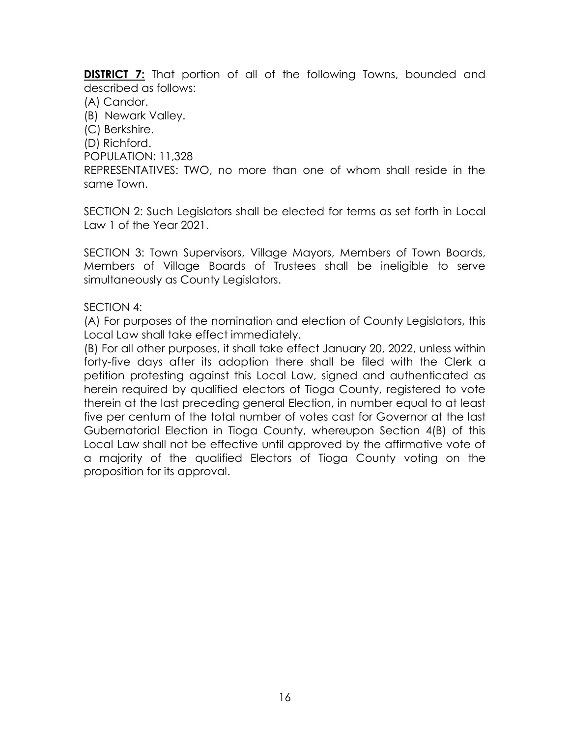**<u>DISTRICT 7:</u>** That portion of all of the following Towns, bounded and described as follows:

(A) Candor.

(B) Newark Valley.

(C) Berkshire.

(D) Richford.

POPULATION: 11,328

REPRESENTATIVES: TWO, no more than one of whom shall reside in the same Town.

SECTION 2: Such Legislators shall be elected for terms as set forth in Local Law 1 of the Year 2021.

SECTION 3: Town Supervisors, Village Mayors, Members of Town Boards, Members of Village Boards of Trustees shall be ineligible to serve simultaneously as County Legislators.

SECTION 4:

(A) For purposes of the nomination and election of County Legislators, this Local Law shall take effect immediately.

(B) For all other purposes, it shall take effect January 20, 2022, unless within forty-five days after its adoption there shall be filed with the Clerk a petition protesting against this Local Law, signed and authenticated as herein required by qualified electors of Tioga County, registered to vote therein at the last preceding general Election, in number equal to at least five per centum of the total number of votes cast for Governor at the last Gubernatorial Election in Tioga County, whereupon Section 4(B) of this Local Law shall not be effective until approved by the affirmative vote of a majority of the qualified Electors of Tioga County voting on the proposition for its approval.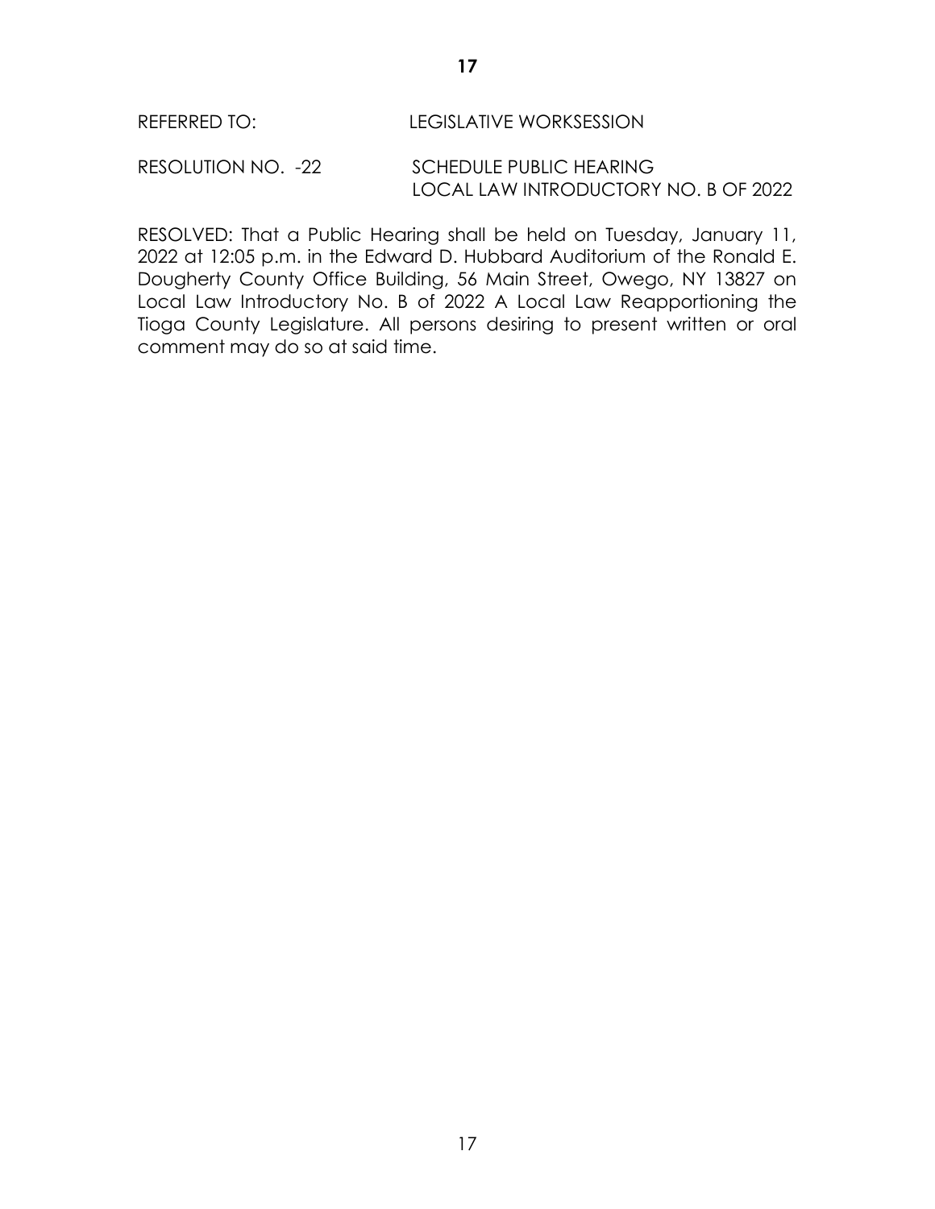REFERRED TO: LEGISLATIVE WORKSESSION

RESOLUTION NO. -22 SCHEDULE PUBLIC HEARING
LOCAL LAW INTRODUCTORY NO. B OF 2022

RESOLVED: That a Public Hearing shall be held on Tuesday, January 11, 2022 at 12:05 p.m. in the Edward D. Hubbard Auditorium of the Ronald E. Dougherty County Office Building, 56 Main Street, Owego, NY 13827 on Local Law Introductory No. B of 2022 A Local Law Reapportioning the Tioga County Legislature. All persons desiring to present written or oral comment may do so at said time.